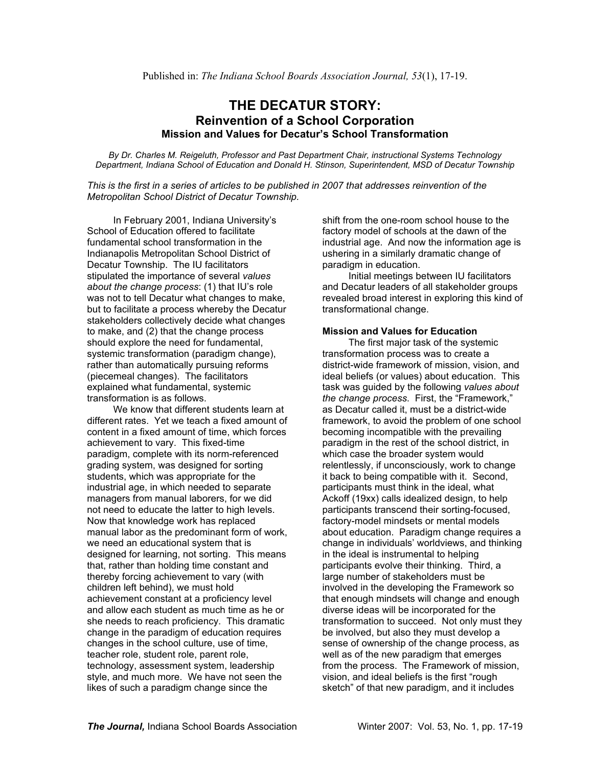Published in: *The Indiana School Boards Association Journal, 53*(1), 17-19.

# THE DECATUR STORY:
## Reinvention of a School Corporation
### Mission and Values for Decatur's School Transformation

*By Dr. Charles M. Reigeluth, Professor and Past Department Chair, instructional Systems Technology Department, Indiana School of Education and Donald H. Stinson, Superintendent, MSD of Decatur Township*

*This is the first in a series of articles to be published in 2007 that addresses reinvention of the Metropolitan School District of Decatur Township.*

In February 2001, Indiana University's School of Education offered to facilitate fundamental school transformation in the Indianapolis Metropolitan School District of Decatur Township. The IU facilitators stipulated the importance of several *values about the change process*: (1) that IU's role was not to tell Decatur what changes to make, but to facilitate a process whereby the Decatur stakeholders collectively decide what changes to make, and (2) that the change process should explore the need for fundamental, systemic transformation (paradigm change), rather than automatically pursuing reforms (piecemeal changes). The facilitators explained what fundamental, systemic transformation is as follows.

We know that different students learn at different rates. Yet we teach a fixed amount of content in a fixed amount of time, which forces achievement to vary. This fixed-time paradigm, complete with its norm-referenced grading system, was designed for sorting students, which was appropriate for the industrial age, in which needed to separate managers from manual laborers, for we did not need to educate the latter to high levels. Now that knowledge work has replaced manual labor as the predominant form of work, we need an educational system that is designed for learning, not sorting. This means that, rather than holding time constant and thereby forcing achievement to vary (with children left behind), we must hold achievement constant at a proficiency level and allow each student as much time as he or she needs to reach proficiency. This dramatic change in the paradigm of education requires changes in the school culture, use of time, teacher role, student role, parent role, technology, assessment system, leadership style, and much more. We have not seen the likes of such a paradigm change since the shift from the one-room school house to the factory model of schools at the dawn of the industrial age. And now the information age is ushering in a similarly dramatic change of paradigm in education.

Initial meetings between IU facilitators and Decatur leaders of all stakeholder groups revealed broad interest in exploring this kind of transformational change.

**Mission and Values for Education**

The first major task of the systemic transformation process was to create a district-wide framework of mission, vision, and ideal beliefs (or values) about education. This task was guided by the following *values about the change process*. First, the "Framework," as Decatur called it, must be a district-wide framework, to avoid the problem of one school becoming incompatible with the prevailing paradigm in the rest of the school district, in which case the broader system would relentlessly, if unconsciously, work to change it back to being compatible with it. Second, participants must think in the ideal, what Ackoff (19xx) calls idealized design, to help participants transcend their sorting-focused, factory-model mindsets or mental models about education. Paradigm change requires a change in individuals' worldviews, and thinking in the ideal is instrumental to helping participants evolve their thinking. Third, a large number of stakeholders must be involved in the developing the Framework so that enough mindsets will change and enough diverse ideas will be incorporated for the transformation to succeed. Not only must they be involved, but also they must develop a sense of ownership of the change process, as well as of the new paradigm that emerges from the process. The Framework of mission, vision, and ideal beliefs is the first "rough sketch" of that new paradigm, and it includes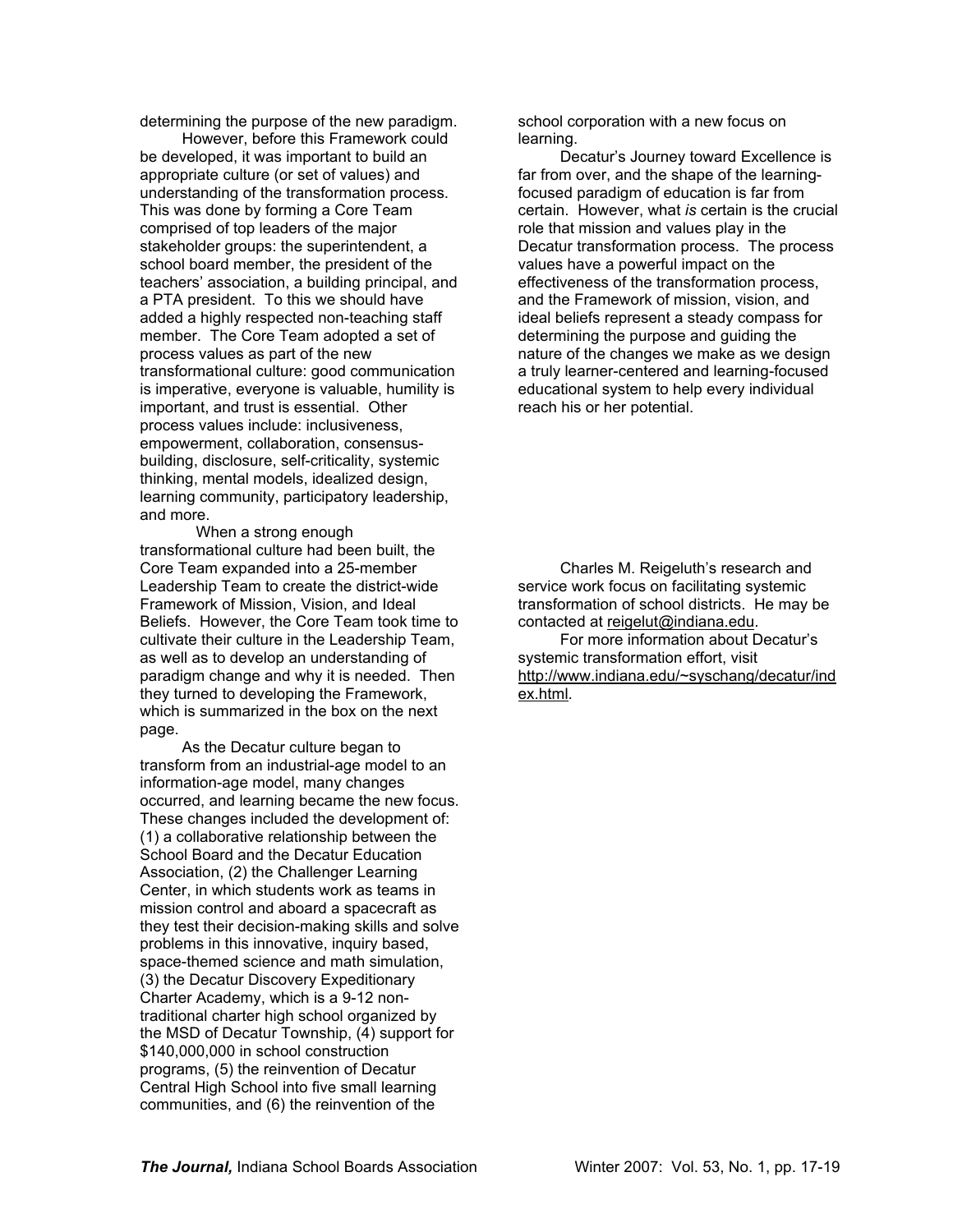determining the purpose of the new paradigm.

However, before this Framework could be developed, it was important to build an appropriate culture (or set of values) and understanding of the transformation process. This was done by forming a Core Team comprised of top leaders of the major stakeholder groups: the superintendent, a school board member, the president of the teachers' association, a building principal, and a PTA president. To this we should have added a highly respected non-teaching staff member. The Core Team adopted a set of process values as part of the new transformational culture: good communication is imperative, everyone is valuable, humility is important, and trust is essential. Other process values include: inclusiveness, empowerment, collaboration, consensus-building, disclosure, self-criticality, systemic thinking, mental models, idealized design, learning community, participatory leadership, and more.

When a strong enough transformational culture had been built, the Core Team expanded into a 25-member Leadership Team to create the district-wide Framework of Mission, Vision, and Ideal Beliefs. However, the Core Team took time to cultivate their culture in the Leadership Team, as well as to develop an understanding of paradigm change and why it is needed. Then they turned to developing the Framework, which is summarized in the box on the next page.

As the Decatur culture began to transform from an industrial-age model to an information-age model, many changes occurred, and learning became the new focus. These changes included the development of: (1) a collaborative relationship between the School Board and the Decatur Education Association, (2) the Challenger Learning Center, in which students work as teams in mission control and aboard a spacecraft as they test their decision-making skills and solve problems in this innovative, inquiry based, space-themed science and math simulation, (3) the Decatur Discovery Expeditionary Charter Academy, which is a 9-12 non-traditional charter high school organized by the MSD of Decatur Township, (4) support for \$140,000,000 in school construction programs, (5) the reinvention of Decatur Central High School into five small learning communities, and (6) the reinvention of the school corporation with a new focus on learning.

Decatur's Journey toward Excellence is far from over, and the shape of the learning-focused paradigm of education is far from certain. However, what *is* certain is the crucial role that mission and values play in the Decatur transformation process. The process values have a powerful impact on the effectiveness of the transformation process, and the Framework of mission, vision, and ideal beliefs represent a steady compass for determining the purpose and guiding the nature of the changes we make as we design a truly learner-centered and learning-focused educational system to help every individual reach his or her potential.

Charles M. Reigeluth's research and service work focus on facilitating systemic transformation of school districts. He may be contacted at reigelut@indiana.edu.

For more information about Decatur's systemic transformation effort, visit http://www.indiana.edu/~syschang/decatur/index.html.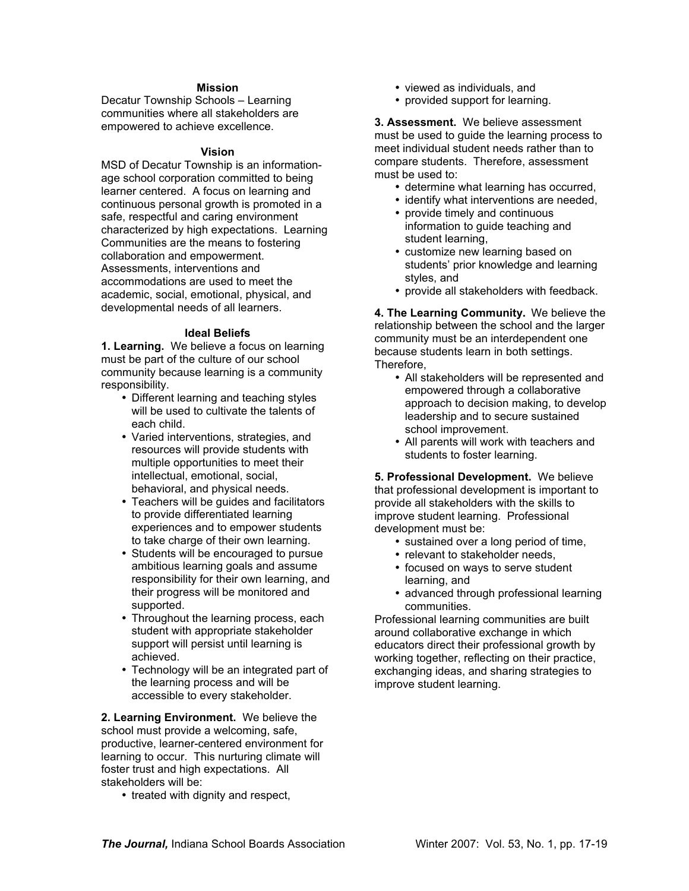### Mission

Decatur Township Schools – Learning communities where all stakeholders are empowered to achieve excellence.

### Vision

MSD of Decatur Township is an information-age school corporation committed to being learner centered. A focus on learning and continuous personal growth is promoted in a safe, respectful and caring environment characterized by high expectations. Learning Communities are the means to fostering collaboration and empowerment. Assessments, interventions and accommodations are used to meet the academic, social, emotional, physical, and developmental needs of all learners.

### Ideal Beliefs

**1. Learning.** We believe a focus on learning must be part of the culture of our school community because learning is a community responsibility.

- Different learning and teaching styles will be used to cultivate the talents of each child.
- Varied interventions, strategies, and resources will provide students with multiple opportunities to meet their intellectual, emotional, social, behavioral, and physical needs.
- Teachers will be guides and facilitators to provide differentiated learning experiences and to empower students to take charge of their own learning.
- Students will be encouraged to pursue ambitious learning goals and assume responsibility for their own learning, and their progress will be monitored and supported.
- Throughout the learning process, each student with appropriate stakeholder support will persist until learning is achieved.
- Technology will be an integrated part of the learning process and will be accessible to every stakeholder.

**2. Learning Environment.** We believe the school must provide a welcoming, safe, productive, learner-centered environment for learning to occur. This nurturing climate will foster trust and high expectations. All stakeholders will be:

- treated with dignity and respect,
- viewed as individuals, and
- provided support for learning.

**3. Assessment.** We believe assessment must be used to guide the learning process to meet individual student needs rather than to compare students. Therefore, assessment must be used to:

- determine what learning has occurred,
- identify what interventions are needed,
- provide timely and continuous information to guide teaching and student learning,
- customize new learning based on students' prior knowledge and learning styles, and
- provide all stakeholders with feedback.

**4. The Learning Community.** We believe the relationship between the school and the larger community must be an interdependent one because students learn in both settings. Therefore,

- All stakeholders will be represented and empowered through a collaborative approach to decision making, to develop leadership and to secure sustained school improvement.
- All parents will work with teachers and students to foster learning.

**5. Professional Development.** We believe that professional development is important to provide all stakeholders with the skills to improve student learning. Professional development must be:

- sustained over a long period of time,
- relevant to stakeholder needs,
- focused on ways to serve student learning, and
- advanced through professional learning communities.

Professional learning communities are built around collaborative exchange in which educators direct their professional growth by working together, reflecting on their practice, exchanging ideas, and sharing strategies to improve student learning.